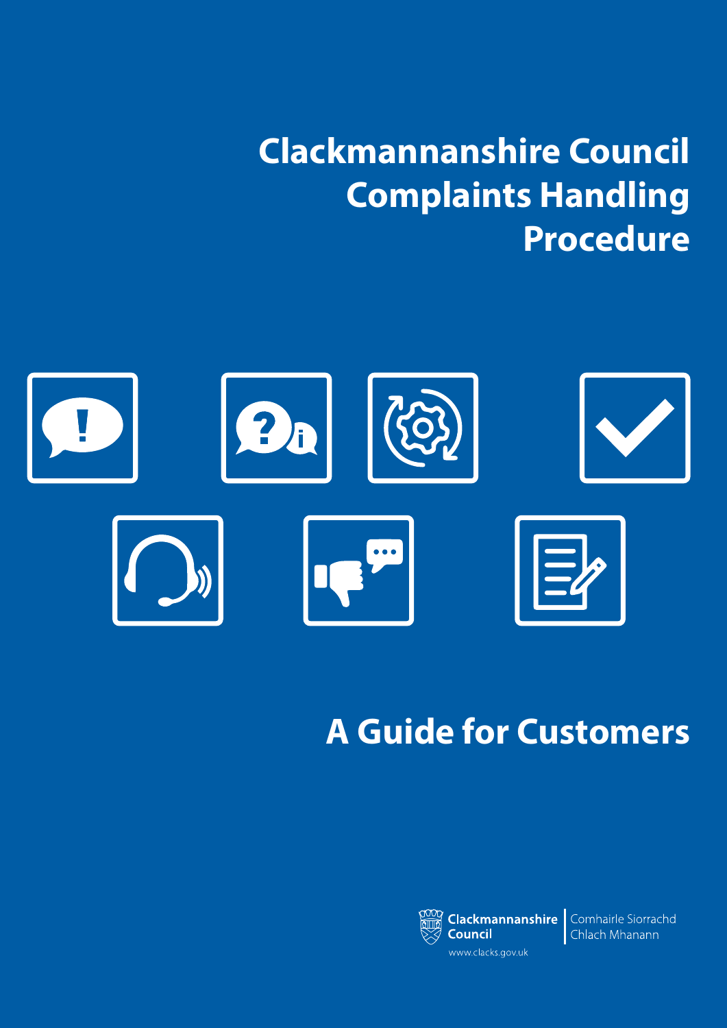# Clackmannanshire Council Complaints Handling Procedure

## A Guide for Customers

Clackmannanshire Council | Comhairle Siorrachd Chlach Mhanann

www.clacks.gov.uk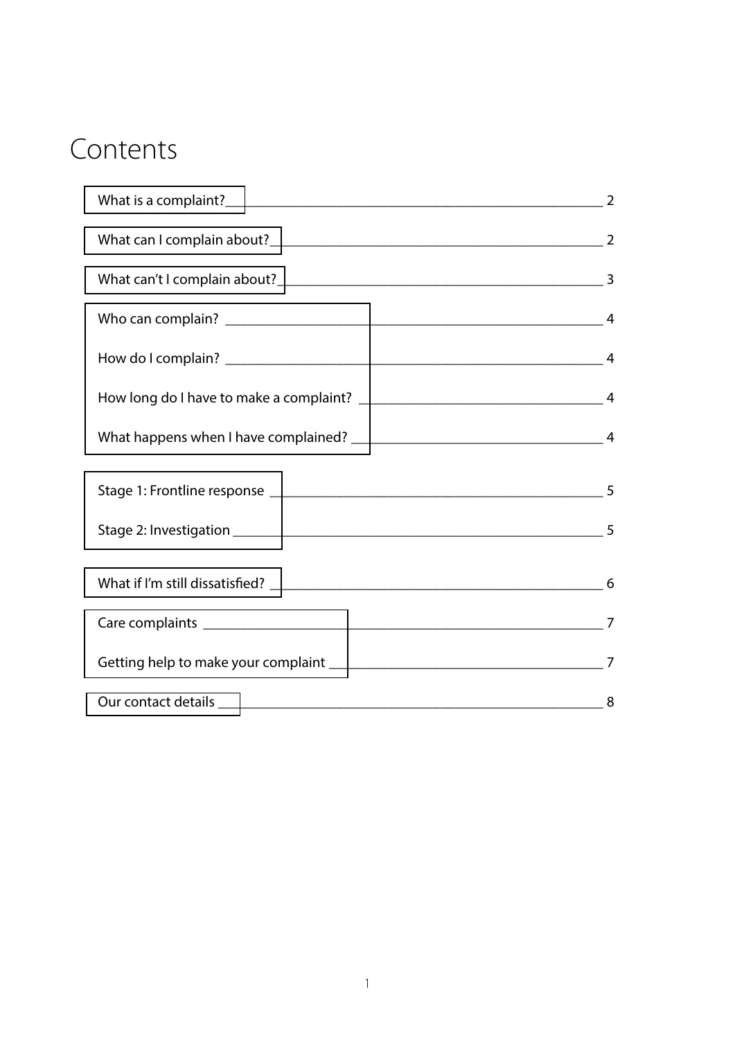# Contents

| Section | Page |
|---|---|
| What is a complaint? | 2 |
| What can I complain about? | 2 |
| What can't I complain about? | 3 |
| Who can complain? | 4 |
| How do I complain? | 4 |
| How long do I have to make a complaint? | 4 |
| What happens when I have complained? | 4 |
| Stage 1: Frontline response | 5 |
| Stage 2: Investigation | 5 |
| What if I'm still dissatisfied? | 6 |
| Care complaints | 7 |
| Getting help to make your complaint | 7 |
| Our contact details | 8 |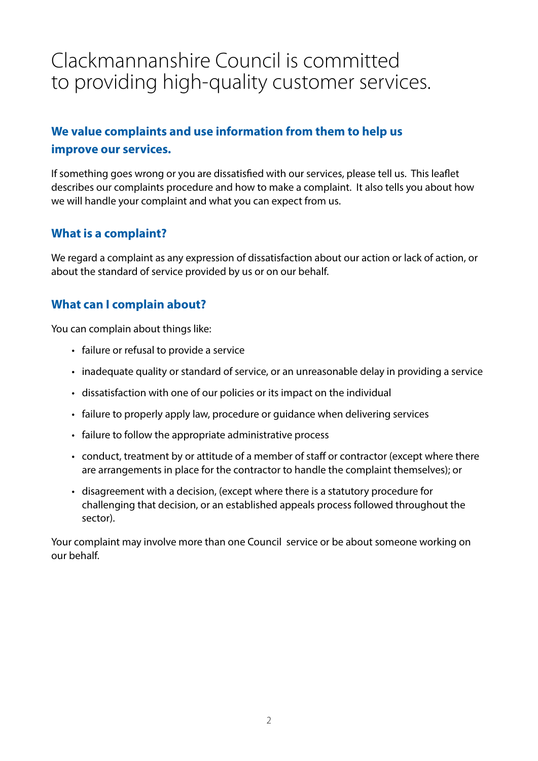# Clackmannanshire Council is committed to providing high-quality customer services.

## We value complaints and use information from them to help us improve our services.

If something goes wrong or you are dissatisfied with our services, please tell us. This leaflet describes our complaints procedure and how to make a complaint. It also tells you about how we will handle your complaint and what you can expect from us.

## What is a complaint?

We regard a complaint as any expression of dissatisfaction about our action or lack of action, or about the standard of service provided by us or on our behalf.

## What can I complain about?

You can complain about things like:

- failure or refusal to provide a service
- inadequate quality or standard of service, or an unreasonable delay in providing a service
- dissatisfaction with one of our policies or its impact on the individual
- failure to properly apply law, procedure or guidance when delivering services
- failure to follow the appropriate administrative process
- conduct, treatment by or attitude of a member of staff or contractor (except where there are arrangements in place for the contractor to handle the complaint themselves); or
- disagreement with a decision, (except where there is a statutory procedure for challenging that decision, or an established appeals process followed throughout the sector).

Your complaint may involve more than one Council service or be about someone working on our behalf.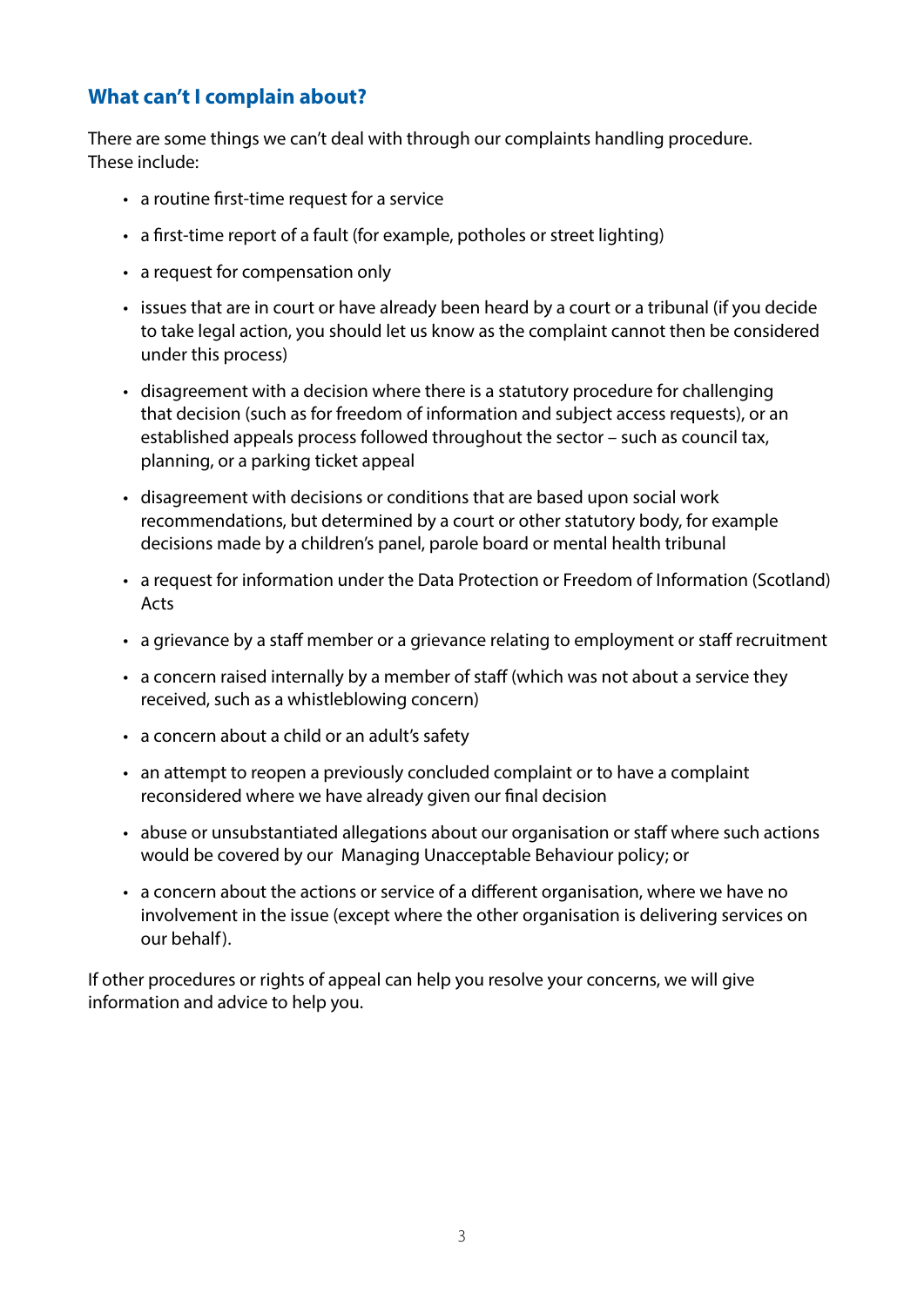## What can't I complain about?

There are some things we can't deal with through our complaints handling procedure. These include:

- a routine first-time request for a service
- a first-time report of a fault (for example, potholes or street lighting)
- a request for compensation only
- issues that are in court or have already been heard by a court or a tribunal (if you decide to take legal action, you should let us know as the complaint cannot then be considered under this process)
- disagreement with a decision where there is a statutory procedure for challenging that decision (such as for freedom of information and subject access requests), or an established appeals process followed throughout the sector – such as council tax, planning, or a parking ticket appeal
- disagreement with decisions or conditions that are based upon social work recommendations, but determined by a court or other statutory body, for example decisions made by a children's panel, parole board or mental health tribunal
- a request for information under the Data Protection or Freedom of Information (Scotland) Acts
- a grievance by a staff member or a grievance relating to employment or staff recruitment
- a concern raised internally by a member of staff (which was not about a service they received, such as a whistleblowing concern)
- a concern about a child or an adult's safety
- an attempt to reopen a previously concluded complaint or to have a complaint reconsidered where we have already given our final decision
- abuse or unsubstantiated allegations about our organisation or staff where such actions would be covered by our Managing Unacceptable Behaviour policy; or
- a concern about the actions or service of a different organisation, where we have no involvement in the issue (except where the other organisation is delivering services on our behalf).

If other procedures or rights of appeal can help you resolve your concerns, we will give information and advice to help you.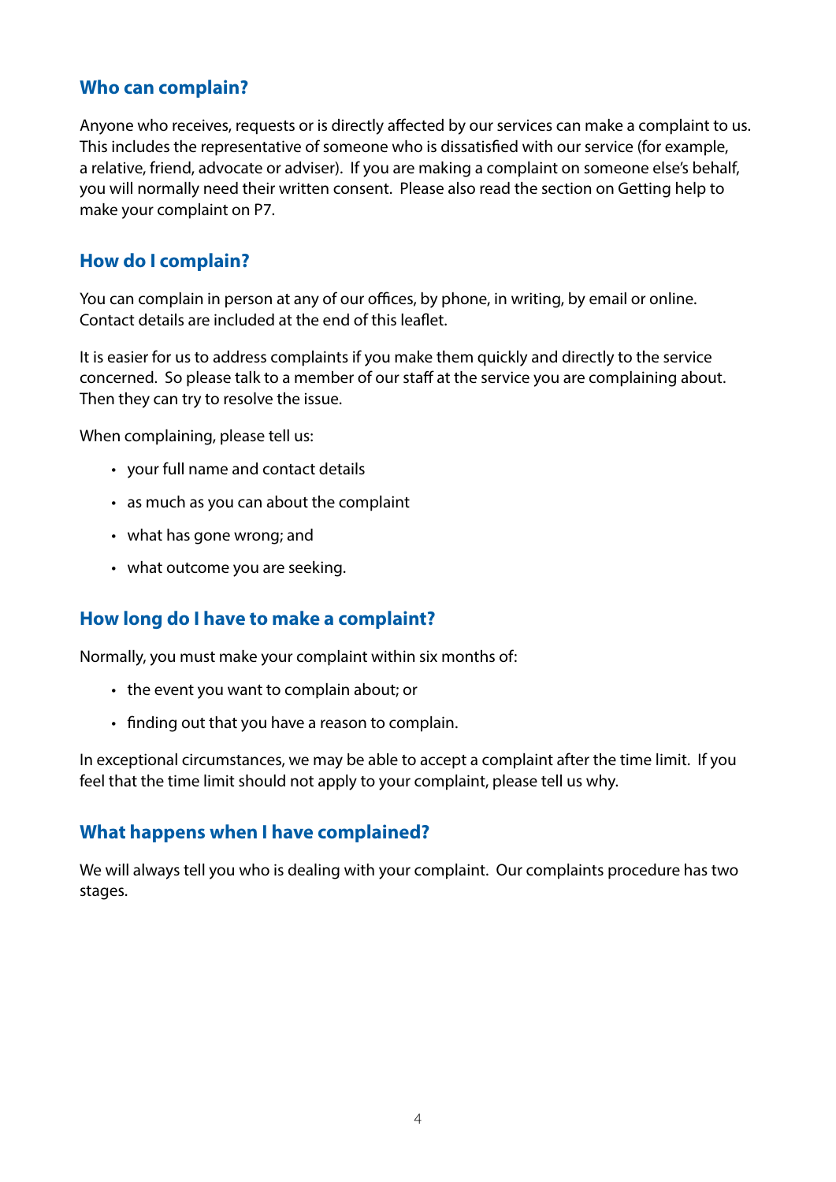## Who can complain?

Anyone who receives, requests or is directly affected by our services can make a complaint to us. This includes the representative of someone who is dissatisfied with our service (for example, a relative, friend, advocate or adviser). If you are making a complaint on someone else's behalf, you will normally need their written consent. Please also read the section on Getting help to make your complaint on P7.

## How do I complain?

You can complain in person at any of our offices, by phone, in writing, by email or online. Contact details are included at the end of this leaflet.

It is easier for us to address complaints if you make them quickly and directly to the service concerned. So please talk to a member of our staff at the service you are complaining about. Then they can try to resolve the issue.

When complaining, please tell us:

- your full name and contact details
- as much as you can about the complaint
- what has gone wrong; and
- what outcome you are seeking.

## How long do I have to make a complaint?

Normally, you must make your complaint within six months of:

- the event you want to complain about; or
- finding out that you have a reason to complain.

In exceptional circumstances, we may be able to accept a complaint after the time limit. If you feel that the time limit should not apply to your complaint, please tell us why.

## What happens when I have complained?

We will always tell you who is dealing with your complaint. Our complaints procedure has two stages.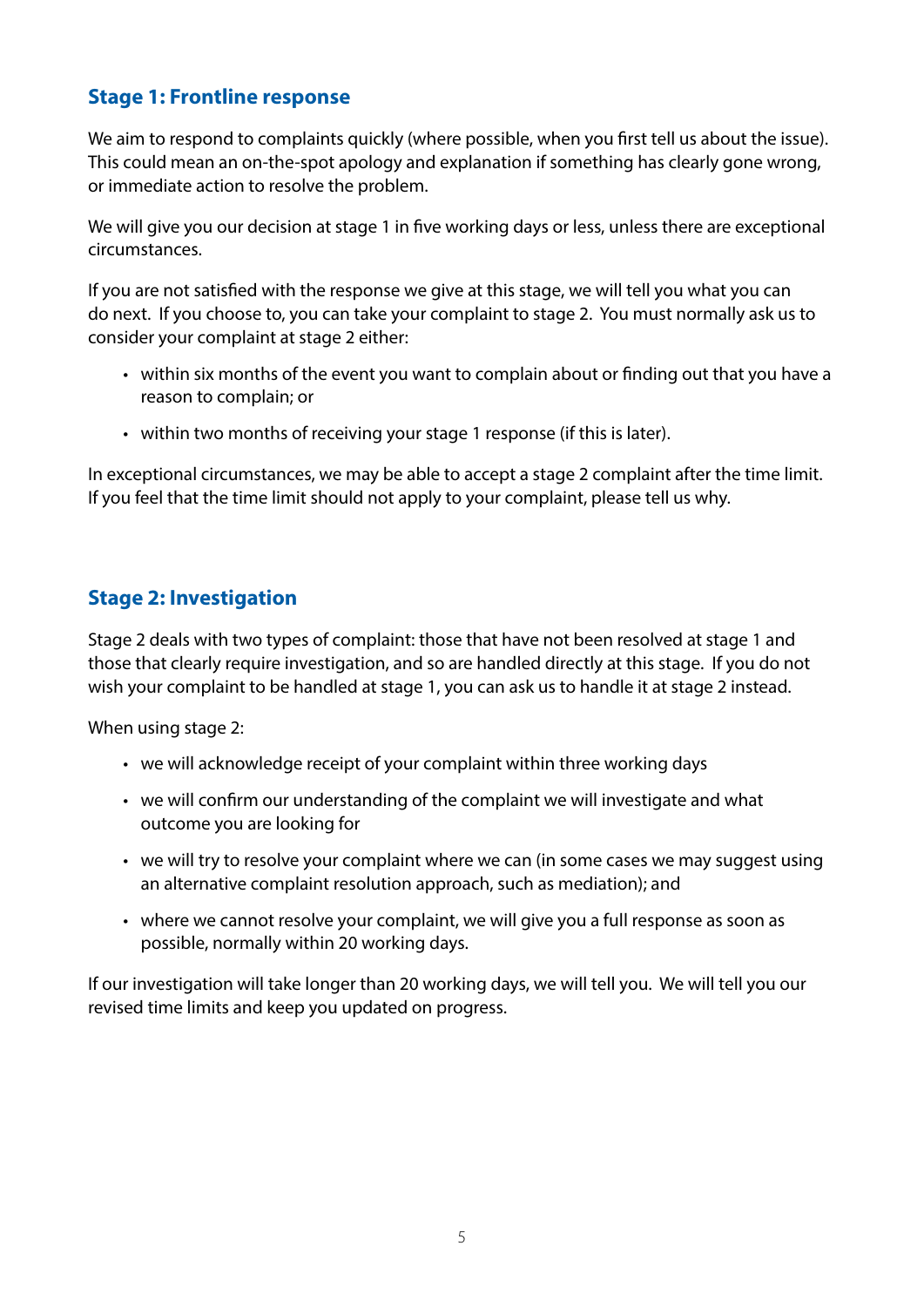## Stage 1: Frontline response

We aim to respond to complaints quickly (where possible, when you first tell us about the issue). This could mean an on-the-spot apology and explanation if something has clearly gone wrong, or immediate action to resolve the problem.

We will give you our decision at stage 1 in five working days or less, unless there are exceptional circumstances.

If you are not satisfied with the response we give at this stage, we will tell you what you can do next. If you choose to, you can take your complaint to stage 2. You must normally ask us to consider your complaint at stage 2 either:

- within six months of the event you want to complain about or finding out that you have a reason to complain; or
- within two months of receiving your stage 1 response (if this is later).

In exceptional circumstances, we may be able to accept a stage 2 complaint after the time limit. If you feel that the time limit should not apply to your complaint, please tell us why.

## Stage 2: Investigation

Stage 2 deals with two types of complaint: those that have not been resolved at stage 1 and those that clearly require investigation, and so are handled directly at this stage. If you do not wish your complaint to be handled at stage 1, you can ask us to handle it at stage 2 instead.

When using stage 2:

- we will acknowledge receipt of your complaint within three working days
- we will confirm our understanding of the complaint we will investigate and what outcome you are looking for
- we will try to resolve your complaint where we can (in some cases we may suggest using an alternative complaint resolution approach, such as mediation); and
- where we cannot resolve your complaint, we will give you a full response as soon as possible, normally within 20 working days.

If our investigation will take longer than 20 working days, we will tell you. We will tell you our revised time limits and keep you updated on progress.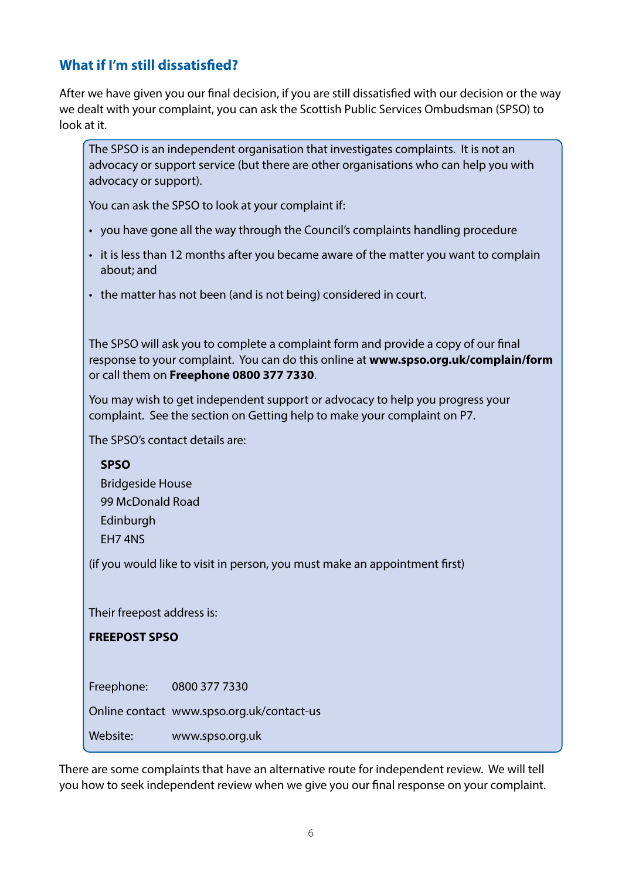## What if I'm still dissatisfied?

After we have given you our final decision, if you are still dissatisfied with our decision or the way we dealt with your complaint, you can ask the Scottish Public Services Ombudsman (SPSO) to look at it.

The SPSO is an independent organisation that investigates complaints. It is not an advocacy or support service (but there are other organisations who can help you with advocacy or support).

You can ask the SPSO to look at your complaint if:

- you have gone all the way through the Council's complaints handling procedure
- it is less than 12 months after you became aware of the matter you want to complain about; and
- the matter has not been (and is not being) considered in court.

The SPSO will ask you to complete a complaint form and provide a copy of our final response to your complaint. You can do this online at **www.spso.org.uk/complain/form** or call them on **Freephone 0800 377 7330**.

You may wish to get independent support or advocacy to help you progress your complaint. See the section on Getting help to make your complaint on P7.

The SPSO's contact details are:

**SPSO**
Bridgeside House
99 McDonald Road
Edinburgh
EH7 4NS

(if you would like to visit in person, you must make an appointment first)

Their freepost address is:

**FREEPOST SPSO**

Freephone: 0800 377 7330

Online contact www.spso.org.uk/contact-us

Website: www.spso.org.uk

There are some complaints that have an alternative route for independent review. We will tell you how to seek independent review when we give you our final response on your complaint.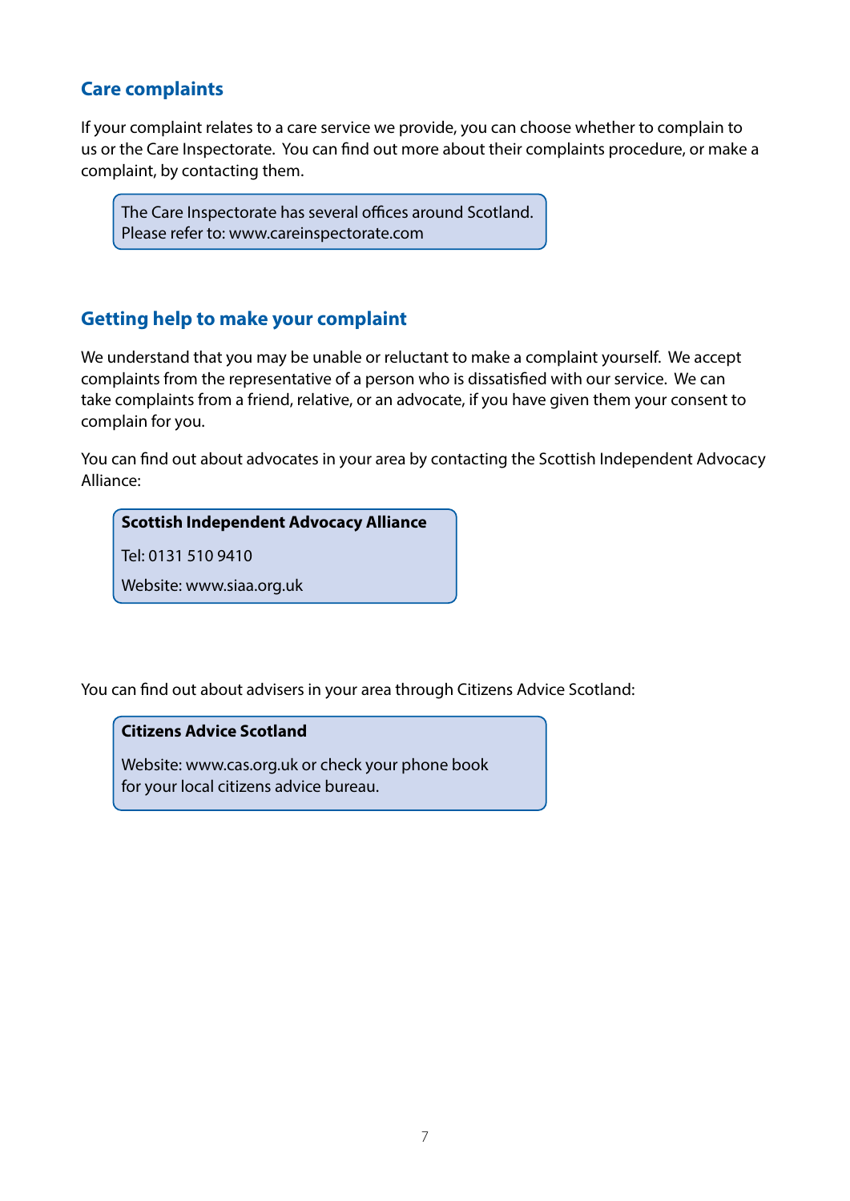## Care complaints

If your complaint relates to a care service we provide, you can choose whether to complain to us or the Care Inspectorate. You can find out more about their complaints procedure, or make a complaint, by contacting them.

> The Care Inspectorate has several offices around Scotland.
> Please refer to: www.careinspectorate.com

## Getting help to make your complaint

We understand that you may be unable or reluctant to make a complaint yourself. We accept complaints from the representative of a person who is dissatisfied with our service. We can take complaints from a friend, relative, or an advocate, if you have given them your consent to complain for you.

You can find out about advocates in your area by contacting the Scottish Independent Advocacy Alliance:

> **Scottish Independent Advocacy Alliance**
>
> Tel: 0131 510 9410
>
> Website: www.siaa.org.uk

You can find out about advisers in your area through Citizens Advice Scotland:

> **Citizens Advice Scotland**
>
> Website: www.cas.org.uk or check your phone book for your local citizens advice bureau.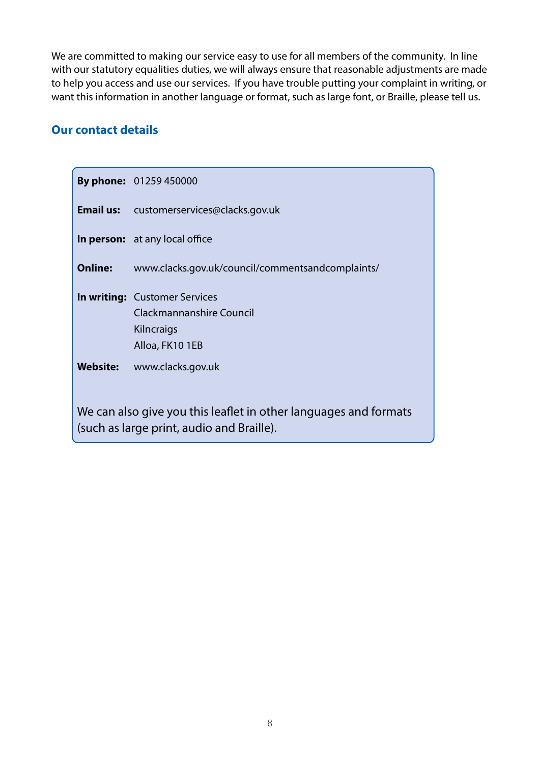We are committed to making our service easy to use for all members of the community. In line with our statutory equalities duties, we will always ensure that reasonable adjustments are made to help you access and use our services. If you have trouble putting your complaint in writing, or want this information in another language or format, such as large font, or Braille, please tell us.

## Our contact details

**By phone:** 01259 450000

**Email us:** customerservices@clacks.gov.uk

**In person:** at any local office

**Online:** www.clacks.gov.uk/council/commentsandcomplaints/

**In writing:** Customer Services
Clackmannanshire Council
Kilncraigs
Alloa, FK10 1EB

**Website:** www.clacks.gov.uk

We can also give you this leaflet in other languages and formats (such as large print, audio and Braille).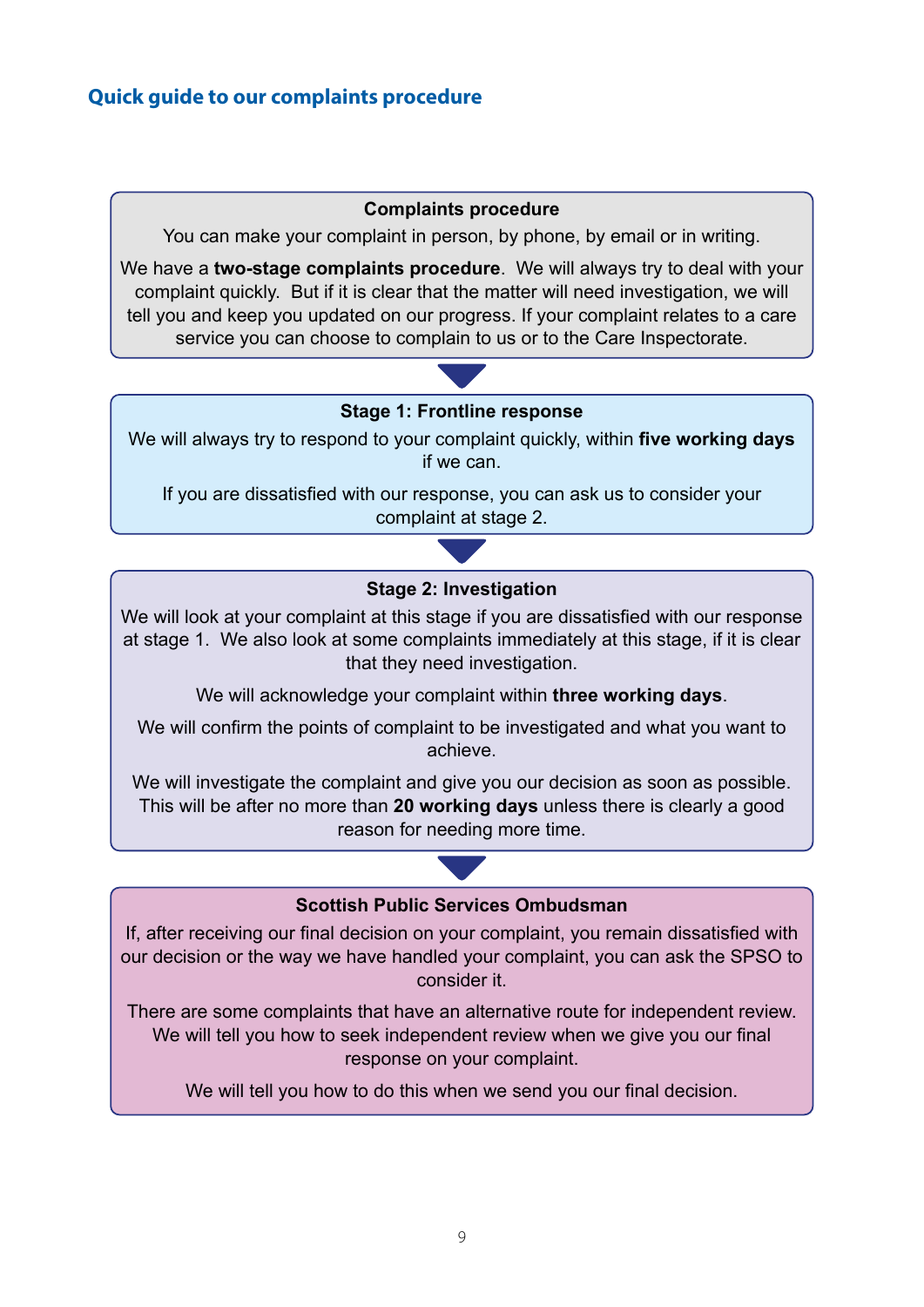## Quick guide to our complaints procedure

### Complaints procedure

You can make your complaint in person, by phone, by email or in writing.

We have a **two-stage complaints procedure**. We will always try to deal with your complaint quickly. But if it is clear that the matter will need investigation, we will tell you and keep you updated on our progress. If your complaint relates to a care service you can choose to complain to us or to the Care Inspectorate.

### Stage 1: Frontline response

We will always try to respond to your complaint quickly, within **five working days** if we can.

If you are dissatisfied with our response, you can ask us to consider your complaint at stage 2.

### Stage 2: Investigation

We will look at your complaint at this stage if you are dissatisfied with our response at stage 1. We also look at some complaints immediately at this stage, if it is clear that they need investigation.

We will acknowledge your complaint within **three working days**.

We will confirm the points of complaint to be investigated and what you want to achieve.

We will investigate the complaint and give you our decision as soon as possible. This will be after no more than **20 working days** unless there is clearly a good reason for needing more time.

### Scottish Public Services Ombudsman

If, after receiving our final decision on your complaint, you remain dissatisfied with our decision or the way we have handled your complaint, you can ask the SPSO to consider it.

There are some complaints that have an alternative route for independent review. We will tell you how to seek independent review when we give you our final response on your complaint.

We will tell you how to do this when we send you our final decision.